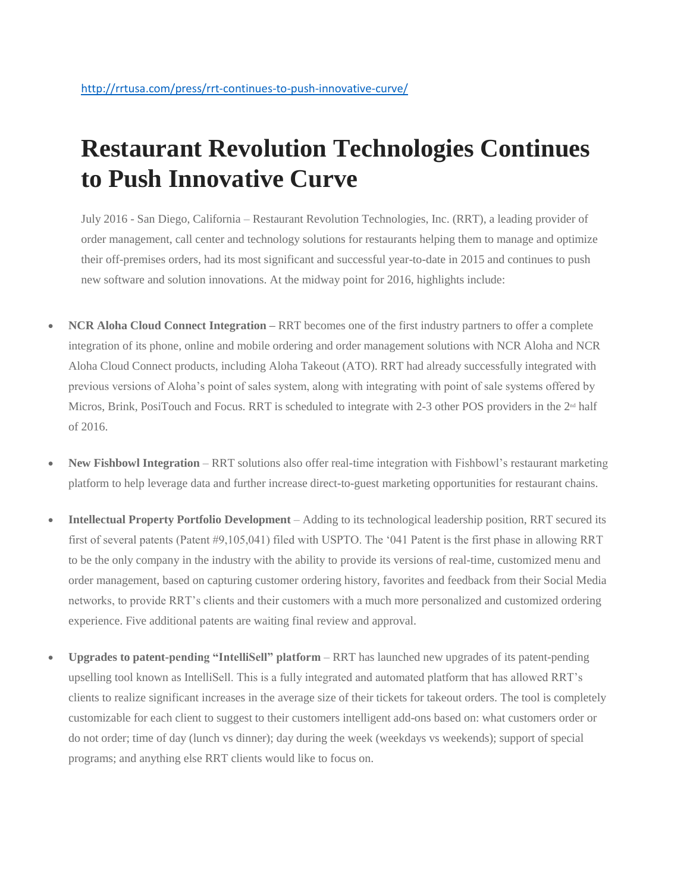http://rrtusa.com/press/rrt-continues-to-push-innovative-curve/

# Restaurant Revolution Technologies Continues to Push Innovative Curve

July 2016 - San Diego, California – Restaurant Revolution Technologies, Inc. (RRT), a leading provider of order management, call center and technology solutions for restaurants helping them to manage and optimize their off-premises orders, had its most significant and successful year-to-date in 2015 and continues to push new software and solution innovations. At the midway point for 2016, highlights include:

- **NCR Aloha Cloud Connect Integration –** RRT becomes one of the first industry partners to offer a complete integration of its phone, online and mobile ordering and order management solutions with NCR Aloha and NCR Aloha Cloud Connect products, including Aloha Takeout (ATO). RRT had already successfully integrated with previous versions of Aloha's point of sales system, along with integrating with point of sale systems offered by Micros, Brink, PosiTouch and Focus. RRT is scheduled to integrate with 2-3 other POS providers in the 2nd half of 2016.

- **New Fishbowl Integration** – RRT solutions also offer real-time integration with Fishbowl's restaurant marketing platform to help leverage data and further increase direct-to-guest marketing opportunities for restaurant chains.

- **Intellectual Property Portfolio Development** – Adding to its technological leadership position, RRT secured its first of several patents (Patent #9,105,041) filed with USPTO. The '041 Patent is the first phase in allowing RRT to be the only company in the industry with the ability to provide its versions of real-time, customized menu and order management, based on capturing customer ordering history, favorites and feedback from their Social Media networks, to provide RRT's clients and their customers with a much more personalized and customized ordering experience. Five additional patents are waiting final review and approval.

- **Upgrades to patent-pending "IntelliSell" platform** – RRT has launched new upgrades of its patent-pending upselling tool known as IntelliSell. This is a fully integrated and automated platform that has allowed RRT's clients to realize significant increases in the average size of their tickets for takeout orders. The tool is completely customizable for each client to suggest to their customers intelligent add-ons based on: what customers order or do not order; time of day (lunch vs dinner); day during the week (weekdays vs weekends); support of special programs; and anything else RRT clients would like to focus on.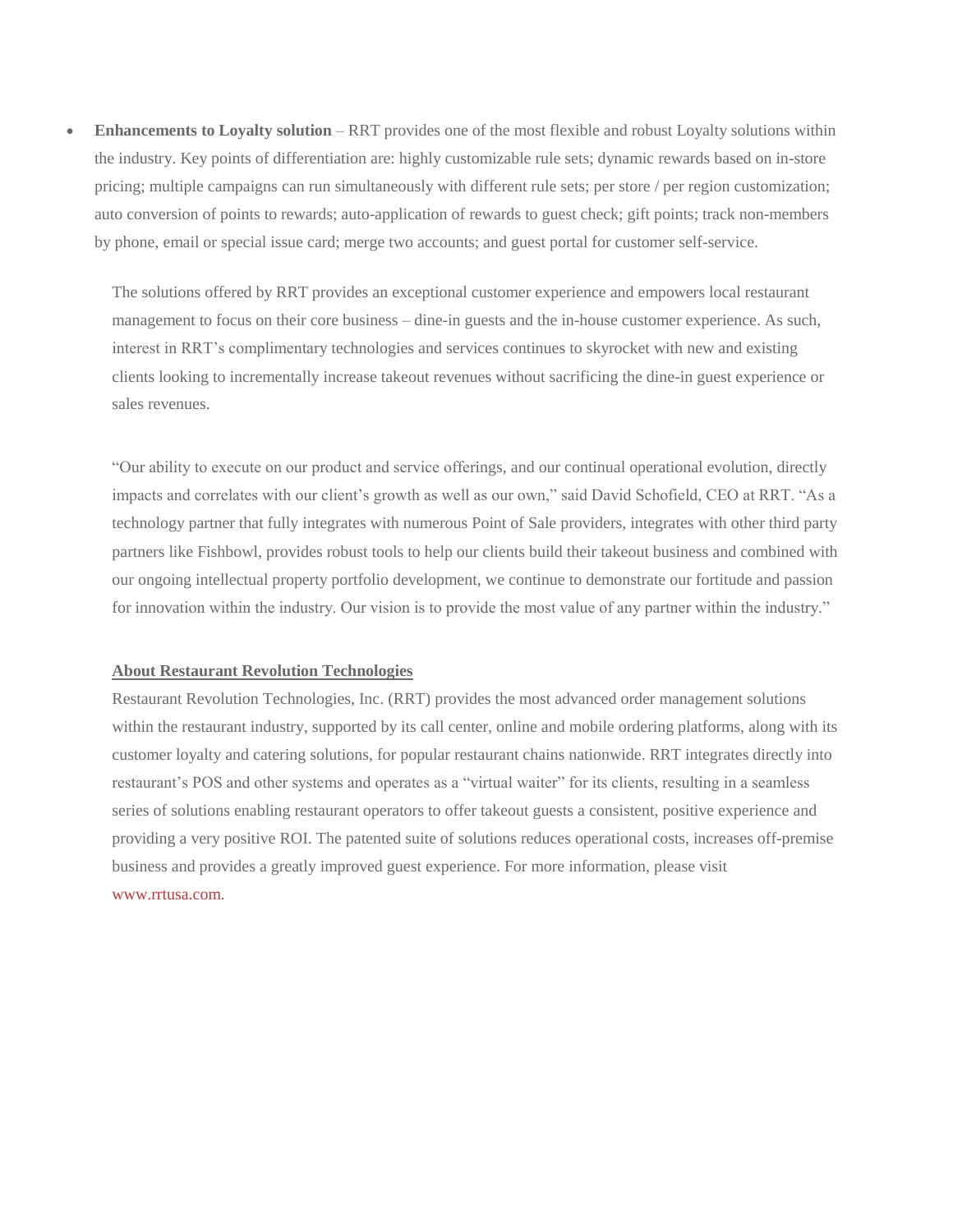- **Enhancements to Loyalty solution** – RRT provides one of the most flexible and robust Loyalty solutions within the industry. Key points of differentiation are: highly customizable rule sets; dynamic rewards based on in-store pricing; multiple campaigns can run simultaneously with different rule sets; per store / per region customization; auto conversion of points to rewards; auto-application of rewards to guest check; gift points; track non-members by phone, email or special issue card; merge two accounts; and guest portal for customer self-service.

The solutions offered by RRT provides an exceptional customer experience and empowers local restaurant management to focus on their core business – dine-in guests and the in-house customer experience. As such, interest in RRT's complimentary technologies and services continues to skyrocket with new and existing clients looking to incrementally increase takeout revenues without sacrificing the dine-in guest experience or sales revenues.

"Our ability to execute on our product and service offerings, and our continual operational evolution, directly impacts and correlates with our client's growth as well as our own," said David Schofield, CEO at RRT. "As a technology partner that fully integrates with numerous Point of Sale providers, integrates with other third party partners like Fishbowl, provides robust tools to help our clients build their takeout business and combined with our ongoing intellectual property portfolio development, we continue to demonstrate our fortitude and passion for innovation within the industry. Our vision is to provide the most value of any partner within the industry."

**About Restaurant Revolution Technologies**

Restaurant Revolution Technologies, Inc. (RRT) provides the most advanced order management solutions within the restaurant industry, supported by its call center, online and mobile ordering platforms, along with its customer loyalty and catering solutions, for popular restaurant chains nationwide. RRT integrates directly into restaurant's POS and other systems and operates as a "virtual waiter" for its clients, resulting in a seamless series of solutions enabling restaurant operators to offer takeout guests a consistent, positive experience and providing a very positive ROI. The patented suite of solutions reduces operational costs, increases off-premise business and provides a greatly improved guest experience. For more information, please visit www.rrtusa.com.